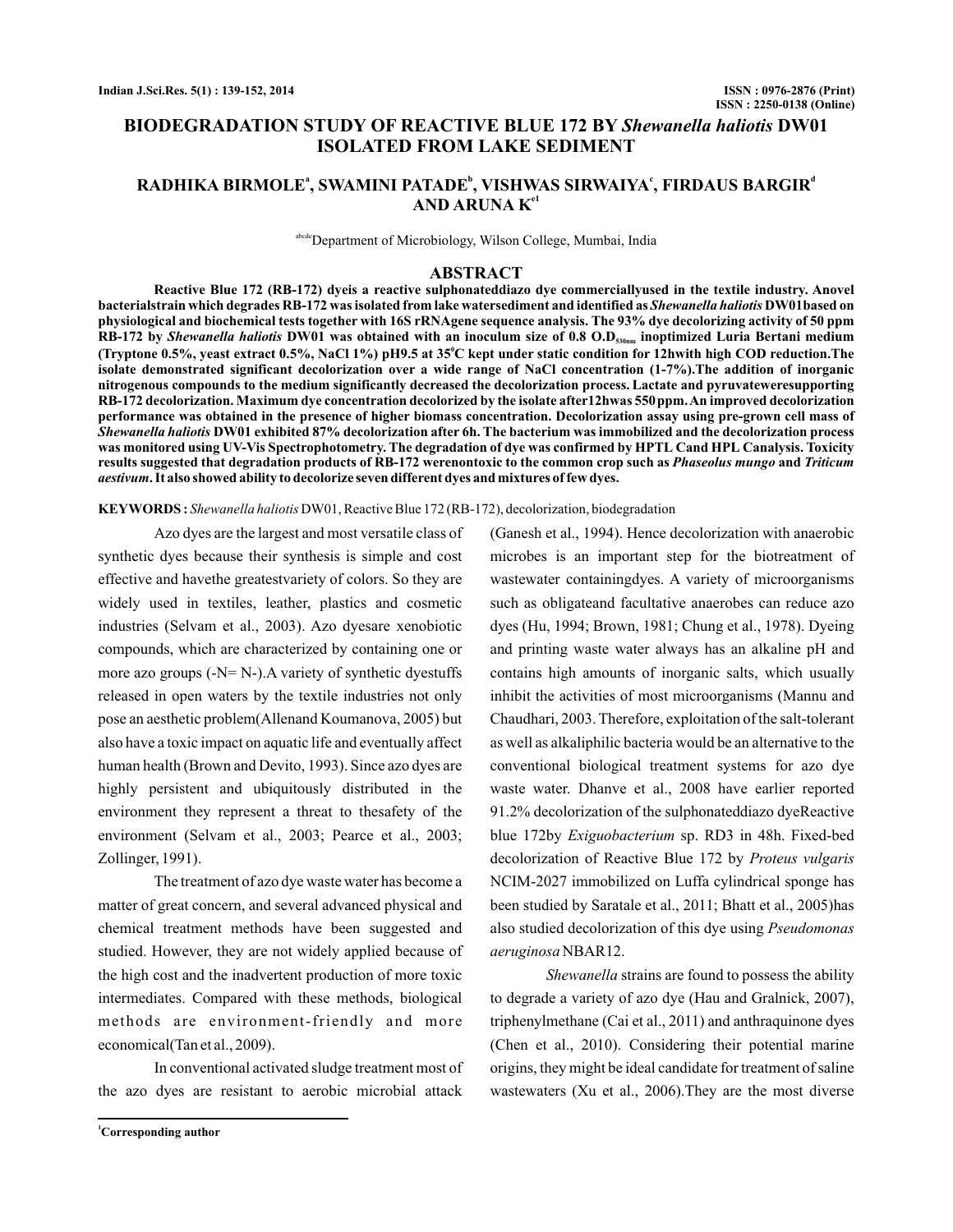# BIODEGRADATION STUDY OF REACTIVE BLUE 172 BY *Shewanella haliotis* DW01 ISOLATED FROM LAKE SEDIMENT

## RADHIKA BIRMOLE[a], SWAMINI PATADE[b], VISHWAS SIRWAIYA[c], FIRDAUS BARGIR[d] AND ARUNA K[e1]

[abcde]Department of Microbiology, Wilson College, Mumbai, India

## ABSTRACT

**Reactive Blue 172 (RB-172) dyeis a reactive sulphonateddiazo dye commerciallyused in the textile industry. Anovel bacterialstrain which degrades RB-172 was isolated from lake watersediment and identified as *Shewanella haliotis* DW01based on physiological and biochemical tests together with 16S rRNAgene sequence analysis. The 93% dye decolorizing activity of 50 ppm RB-172 by *Shewanella haliotis* DW01 was obtained with an inoculum size of 0.8 O.D$_{530nm}$ inoptimized Luria Bertani medium (Tryptone 0.5%, yeast extract 0.5%, NaCl 1%) pH9.5 at 35$^0$C kept under static condition for 12hwith high COD reduction.The isolate demonstrated significant decolorization over a wide range of NaCl concentration (1-7%).The addition of inorganic nitrogenous compounds to the medium significantly decreased the decolorization process. Lactate and pyruvateweresupporting RB-172 decolorization. Maximum dye concentration decolorized by the isolate after12hwas 550 ppm. An improved decolorization performance was obtained in the presence of higher biomass concentration. Decolorization assay using pre-grown cell mass of *Shewanella haliotis* DW01 exhibited 87% decolorization after 6h. The bacterium was immobilized and the decolorization process was monitored using UV-Vis Spectrophotometry. The degradation of dye was confirmed by HPTLC and HPLC analysis. Toxicity results suggested that degradation products of RB-172 werenontoxic to the common crop such as *Phaseolus mungo* and *Triticum aestivum*. It also showed ability to decolorize seven different dyes and mixtures of few dyes.**

**KEYWORDS :** *Shewanella haliotis* DW01, Reactive Blue 172 (RB-172), decolorization, biodegradation

Azo dyes are the largest and most versatile class of synthetic dyes because their synthesis is simple and cost effective and havethe greatestvariety of colors. So they are widely used in textiles, leather, plastics and cosmetic industries (Selvam et al., 2003). Azo dyesare xenobiotic compounds, which are characterized by containing one or more azo groups (-N= N-).A variety of synthetic dyestuffs released in open waters by the textile industries not only pose an aesthetic problem(Allenand Koumanova, 2005) but also have a toxic impact on aquatic life and eventually affect human health (Brown and Devito, 1993). Since azo dyes are highly persistent and ubiquitously distributed in the environment they represent a threat to thesafety of the environment (Selvam et al., 2003; Pearce et al., 2003; Zollinger, 1991).

The treatment of azo dye waste water has become a matter of great concern, and several advanced physical and chemical treatment methods have been suggested and studied. However, they are not widely applied because of the high cost and the inadvertent production of more toxic intermediates. Compared with these methods, biological methods are environment-friendly and more economical(Tan et al., 2009).

In conventional activated sludge treatment most of the azo dyes are resistant to aerobic microbial attack (Ganesh et al., 1994). Hence decolorization with anaerobic microbes is an important step for the biotreatment of wastewater containingdyes. A variety of microorganisms such as obligateand facultative anaerobes can reduce azo dyes (Hu, 1994; Brown, 1981; Chung et al., 1978). Dyeing and printing waste water always has an alkaline pH and contains high amounts of inorganic salts, which usually inhibit the activities of most microorganisms (Mannu and Chaudhari, 2003. Therefore, exploitation of the salt-tolerant as well as alkaliphilic bacteria would be an alternative to the conventional biological treatment systems for azo dye waste water. Dhanve et al., 2008 have earlier reported 91.2% decolorization of the sulphonateddiazo dyeReactive blue 172by *Exiguobacterium* sp. RD3 in 48h. Fixed-bed decolorization of Reactive Blue 172 by *Proteus vulgaris* NCIM-2027 immobilized on Luffa cylindrical sponge has been studied by Saratale et al., 2011; Bhatt et al., 2005)has also studied decolorization of this dye using *Pseudomonas aeruginosa* NBAR12.

*Shewanella* strains are found to possess the ability to degrade a variety of azo dye (Hau and Gralnick, 2007), triphenylmethane (Cai et al., 2011) and anthraquinone dyes (Chen et al., 2010). Considering their potential marine origins, they might be ideal candidate for treatment of saline wastewaters (Xu et al., 2006).They are the most diverse

[1]**Corresponding author**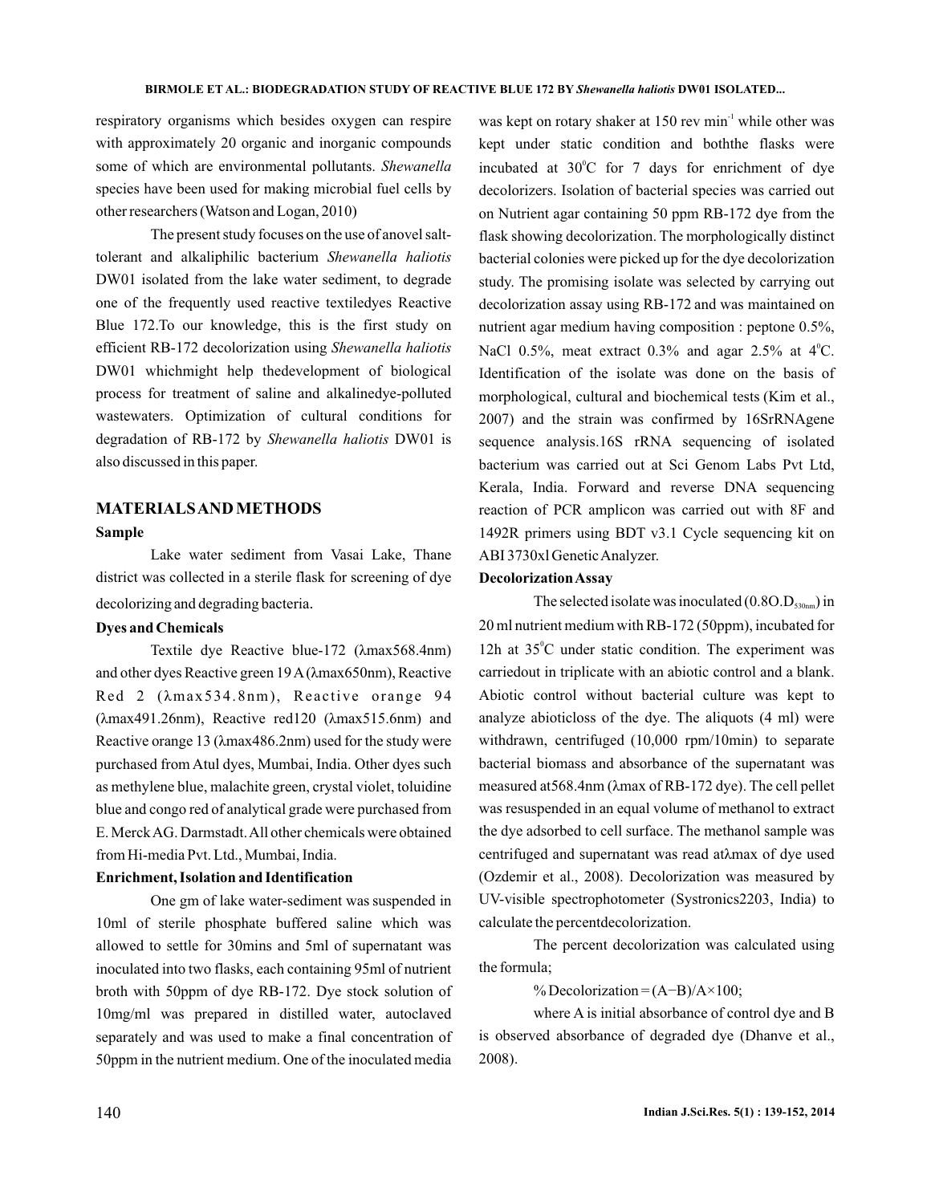respiratory organisms which besides oxygen can respire with approximately 20 organic and inorganic compounds some of which are environmental pollutants. *Shewanella* species have been used for making microbial fuel cells by other researchers (Watson and Logan, 2010)

The present study focuses on the use of anovel salt-tolerant and alkaliphilic bacterium *Shewanella haliotis* DW01 isolated from the lake water sediment, to degrade one of the frequently used reactive textiledyes Reactive Blue 172.To our knowledge, this is the first study on efficient RB-172 decolorization using *Shewanella haliotis* DW01 whichmight help thedevelopment of biological process for treatment of saline and alkalinedye-polluted wastewaters. Optimization of cultural conditions for degradation of RB-172 by *Shewanella haliotis* DW01 is also discussed in this paper.

## MATERIALS AND METHODS

### Sample

Lake water sediment from Vasai Lake, Thane district was collected in a sterile flask for screening of dye decolorizing and degrading bacteria.

### Dyes and Chemicals

Textile dye Reactive blue-172 (λmax568.4nm) and other dyes Reactive green 19 A (λmax650nm), Reactive Red 2 (λmax534.8nm), Reactive orange 94 (λmax491.26nm), Reactive red120 (λmax515.6nm) and Reactive orange 13 (λmax486.2nm) used for the study were purchased from Atul dyes, Mumbai, India. Other dyes such as methylene blue, malachite green, crystal violet, toluidine blue and congo red of analytical grade were purchased from E. Merck AG. Darmstadt. All other chemicals were obtained from Hi-media Pvt. Ltd., Mumbai, India.

### Enrichment, Isolation and Identification

One gm of lake water-sediment was suspended in 10ml of sterile phosphate buffered saline which was allowed to settle for 30mins and 5ml of supernatant was inoculated into two flasks, each containing 95ml of nutrient broth with 50ppm of dye RB-172. Dye stock solution of 10mg/ml was prepared in distilled water, autoclaved separately and was used to make a final concentration of 50ppm in the nutrient medium. One of the inoculated media was kept on rotary shaker at 150 rev $min^{-1}$ while other was kept under static condition and boththe flasks were incubated at $30^0$C for 7 days for enrichment of dye decolorizers. Isolation of bacterial species was carried out on Nutrient agar containing 50 ppm RB-172 dye from the flask showing decolorization. The morphologically distinct bacterial colonies were picked up for the dye decolorization study. The promising isolate was selected by carrying out decolorization assay using RB-172 and was maintained on nutrient agar medium having composition : peptone 0.5%, NaCl 0.5%, meat extract 0.3% and agar 2.5% at $4^0$C. Identification of the isolate was done on the basis of morphological, cultural and biochemical tests (Kim et al., 2007) and the strain was confirmed by 16SrRNAgene sequence analysis.16S rRNA sequencing of isolated bacterium was carried out at Sci Genom Labs Pvt Ltd, Kerala, India. Forward and reverse DNA sequencing reaction of PCR amplicon was carried out with 8F and 1492R primers using BDT v3.1 Cycle sequencing kit on ABI 3730xl Genetic Analyzer.

### Decolorization Assay

The selected isolate was inoculated ($0.8O.D_{530nm}$) in 20 ml nutrient medium with RB-172 (50ppm), incubated for 12h at $35^0$C under static condition. The experiment was carriedout in triplicate with an abiotic control and a blank. Abiotic control without bacterial culture was kept to analyze abioticloss of the dye. The aliquots (4 ml) were withdrawn, centrifuged (10,000 rpm/10min) to separate bacterial biomass and absorbance of the supernatant was measured at568.4nm (λmax of RB-172 dye). The cell pellet was resuspended in an equal volume of methanol to extract the dye adsorbed to cell surface. The methanol sample was centrifuged and supernatant was read atλmax of dye used (Ozdemir et al., 2008). Decolorization was measured by UV-visible spectrophotometer (Systronics2203, India) to calculate the percentdecolorization.

The percent decolorization was calculated using the formula;

$$\% \text{ Decolorization} = (A-B)/A \times 100;$$

where A is initial absorbance of control dye and B is observed absorbance of degraded dye (Dhanve et al., 2008).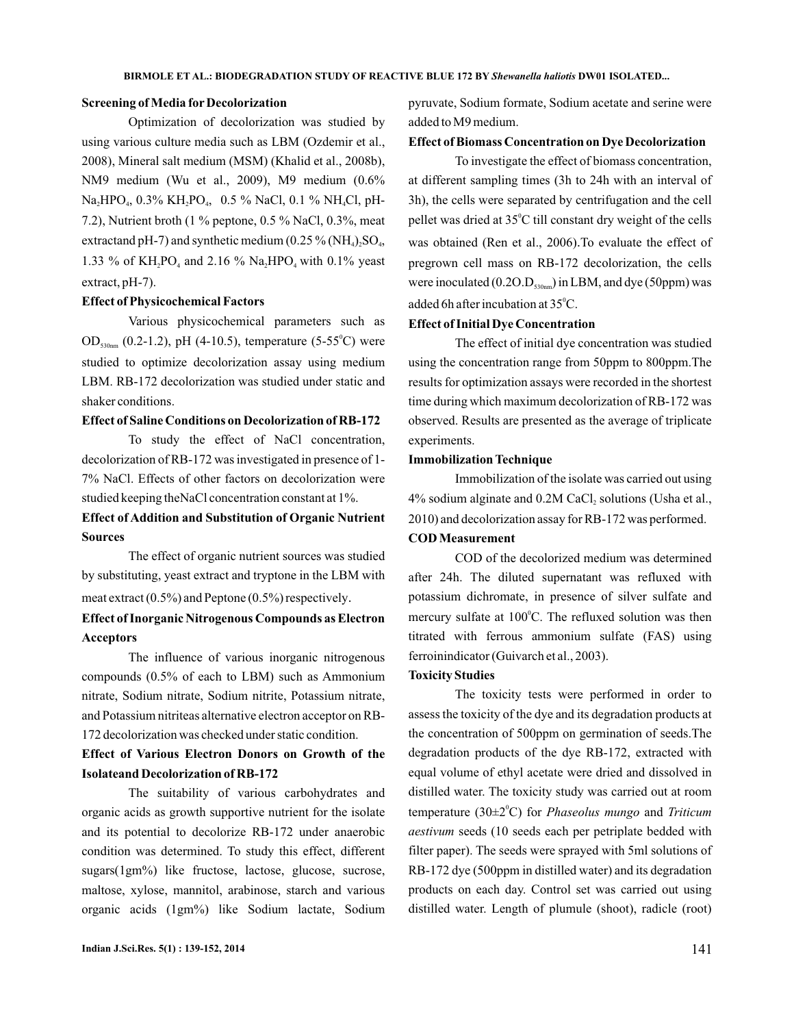**Screening of Media for Decolorization**

Optimization of decolorization was studied by using various culture media such as LBM (Ozdemir et al., 2008), Mineral salt medium (MSM) (Khalid et al., 2008b), NM9 medium (Wu et al., 2009), M9 medium (0.6% $Na_2HPO_4$, 0.3% $KH_2PO_4$, 0.5 % NaCl, 0.1 % $NH_4Cl$, pH-7.2), Nutrient broth (1 % peptone, 0.5 % NaCl, 0.3%, meat extractand pH-7) and synthetic medium (0.25 % $(NH_4)_2SO_4$, 1.33 % of $KH_2PO_4$ and 2.16 % $Na_2HPO_4$ with 0.1% yeast extract, pH-7).

**Effect of Physicochemical Factors**

Various physicochemical parameters such as $OD_{530nm}$ (0.2-1.2), pH (4-10.5), temperature (5-55$^0$C) were studied to optimize decolorization assay using medium LBM. RB-172 decolorization was studied under static and shaker conditions.

**Effect of Saline Conditions on Decolorization of RB-172**

To study the effect of NaCl concentration, decolorization of RB-172 was investigated in presence of 1-7% NaCl. Effects of other factors on decolorization were studied keeping theNaCl concentration constant at 1%.

**Effect of Addition and Substitution of Organic Nutrient Sources**

The effect of organic nutrient sources was studied by substituting, yeast extract and tryptone in the LBM with meat extract (0.5%) and Peptone (0.5%) respectively.

**Effect of Inorganic Nitrogenous Compounds as Electron Acceptors**

The influence of various inorganic nitrogenous compounds (0.5% of each to LBM) such as Ammonium nitrate, Sodium nitrate, Sodium nitrite, Potassium nitrate, and Potassium nitriteas alternative electron acceptor on RB-172 decolorization was checked under static condition.

**Effect of Various Electron Donors on Growth of the Isolateand Decolorization of RB-172**

The suitability of various carbohydrates and organic acids as growth supportive nutrient for the isolate and its potential to decolorize RB-172 under anaerobic condition was determined. To study this effect, different sugars(1gm%) like fructose, lactose, glucose, sucrose, maltose, xylose, mannitol, arabinose, starch and various organic acids (1gm%) like Sodium lactate, Sodium pyruvate, Sodium formate, Sodium acetate and serine were added to M9 medium.

**Effect of Biomass Concentration on Dye Decolorization**

To investigate the effect of biomass concentration, at different sampling times (3h to 24h with an interval of 3h), the cells were separated by centrifugation and the cell pellet was dried at 35$^0$C till constant dry weight of the cells was obtained (Ren et al., 2006).To evaluate the effect of pregrown cell mass on RB-172 decolorization, the cells were inoculated (0.2O.$D_{530nm}$) in LBM, and dye (50ppm) was added 6h after incubation at 35$^0$C.

**Effect of Initial Dye Concentration**

The effect of initial dye concentration was studied using the concentration range from 50ppm to 800ppm.The results for optimization assays were recorded in the shortest time during which maximum decolorization of RB-172 was observed. Results are presented as the average of triplicate experiments.

**Immobilization Technique**

Immobilization of the isolate was carried out using 4% sodium alginate and 0.2M $CaCl_2$ solutions (Usha et al., 2010) and decolorization assay for RB-172 was performed.

**COD Measurement**

COD of the decolorized medium was determined after 24h. The diluted supernatant was refluxed with potassium dichromate, in presence of silver sulfate and mercury sulfate at 100$^0$C. The refluxed solution was then titrated with ferrous ammonium sulfate (FAS) using ferroinindicator (Guivarch et al., 2003).

**Toxicity Studies**

The toxicity tests were performed in order to assess the toxicity of the dye and its degradation products at the concentration of 500ppm on germination of seeds.The degradation products of the dye RB-172, extracted with equal volume of ethyl acetate were dried and dissolved in distilled water. The toxicity study was carried out at room temperature (30±2$^0$C) for *Phaseolus mungo* and *Triticum aestivum* seeds (10 seeds each per petriplate bedded with filter paper). The seeds were sprayed with 5ml solutions of RB-172 dye (500ppm in distilled water) and its degradation products on each day. Control set was carried out using distilled water. Length of plumule (shoot), radicle (root)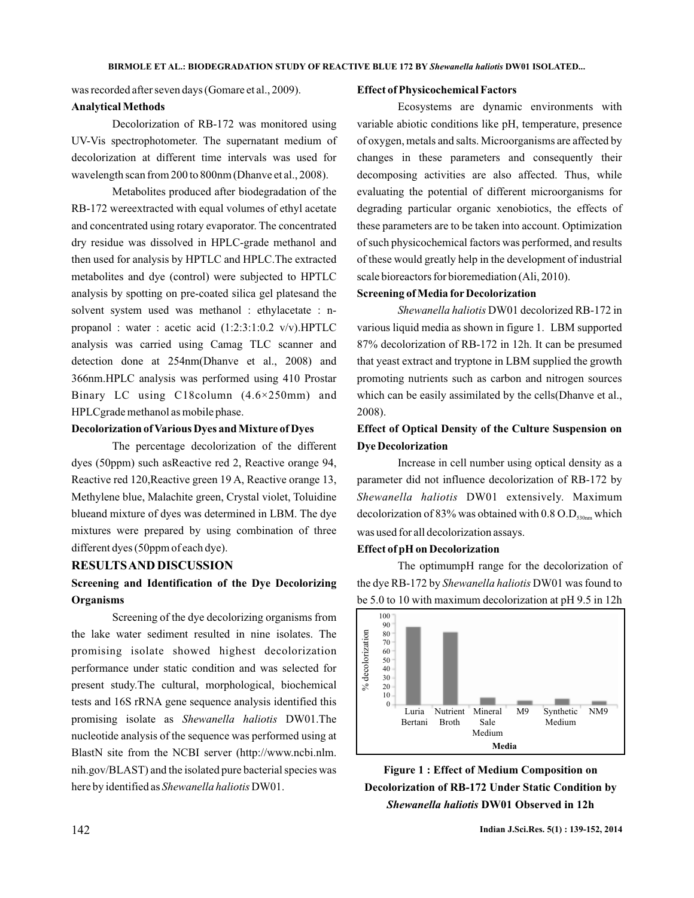was recorded after seven days (Gomare et al., 2009).

### Analytical Methods

Decolorization of RB-172 was monitored using UV-Vis spectrophotometer. The supernatant medium of decolorization at different time intervals was used for wavelength scan from 200 to 800nm (Dhanve et al., 2008).

Metabolites produced after biodegradation of the RB-172 wereextracted with equal volumes of ethyl acetate and concentrated using rotary evaporator. The concentrated dry residue was dissolved in HPLC-grade methanol and then used for analysis by HPTLC and HPLC.The extracted metabolites and dye (control) were subjected to HPTLC analysis by spotting on pre-coated silica gel platesand the solvent system used was methanol : ethylacetate : n-propanol : water : acetic acid (1:2:3:1:0.2 v/v).HPTLC analysis was carried using Camag TLC scanner and detection done at 254nm(Dhanve et al., 2008) and 366nm.HPLC analysis was performed using 410 Prostar Binary LC using C18column (4.6×250mm) and HPLCgrade methanol as mobile phase.

### Decolorization of Various Dyes and Mixture of Dyes

The percentage decolorization of the different dyes (50ppm) such asReactive red 2, Reactive orange 94, Reactive red 120,Reactive green 19 A, Reactive orange 13, Methylene blue, Malachite green, Crystal violet, Toluidine blueand mixture of dyes was determined in LBM. The dye mixtures were prepared by using combination of three different dyes (50ppm of each dye).

## RESULTS AND DISCUSSION

### Screening and Identification of the Dye Decolorizing Organisms

Screening of the dye decolorizing organisms from the lake water sediment resulted in nine isolates. The promising isolate showed highest decolorization performance under static condition and was selected for present study.The cultural, morphological, biochemical tests and 16S rRNA gene sequence analysis identified this promising isolate as *Shewanella haliotis* DW01.The nucleotide analysis of the sequence was performed using at BlastN site from the NCBI server (http://www.ncbi.nlm.nih.gov/BLAST) and the isolated pure bacterial species was here by identified as *Shewanella haliotis* DW01.

### Effect of Physicochemical Factors

Ecosystems are dynamic environments with variable abiotic conditions like pH, temperature, presence of oxygen, metals and salts. Microorganisms are affected by changes in these parameters and consequently their decomposing activities are also affected. Thus, while evaluating the potential of different microorganisms for degrading particular organic xenobiotics, the effects of these parameters are to be taken into account. Optimization of such physicochemical factors was performed, and results of these would greatly help in the development of industrial scale bioreactors for bioremediation (Ali, 2010).

### Screening of Media for Decolorization

*Shewanella haliotis* DW01 decolorized RB-172 in various liquid media as shown in figure 1. LBM supported 87% decolorization of RB-172 in 12h. It can be presumed that yeast extract and tryptone in LBM supplied the growth promoting nutrients such as carbon and nitrogen sources which can be easily assimilated by the cells(Dhanve et al., 2008).

### Effect of Optical Density of the Culture Suspension on Dye Decolorization

Increase in cell number using optical density as a parameter did not influence decolorization of RB-172 by *Shewanella haliotis* DW01 extensively. Maximum decolorization of 83% was obtained with 0.8 $O.D_{530nm}$ which was used for all decolorization assays.

### Effect of pH on Decolorization

The optimumpH range for the decolorization of the dye RB-172 by *Shewanella haliotis* DW01 was found to be 5.0 to 10 with maximum decolorization at pH 9.5 in 12h

**Figure 1 : Effect of Medium Composition on Decolorization of RB-172 Under Static Condition by *Shewanella haliotis* DW01 Observed in 12h**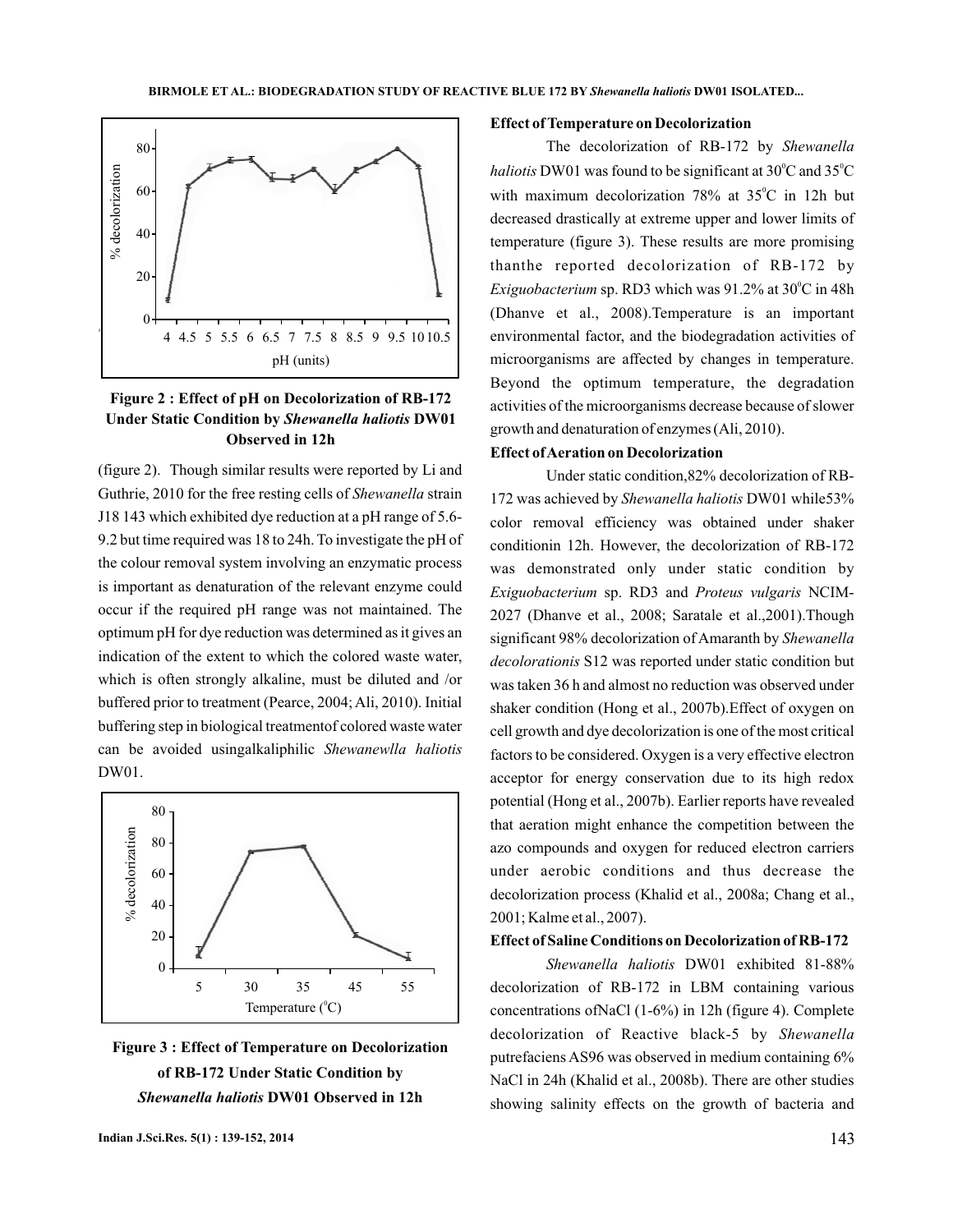Figure 2 : Effect of pH on Decolorization of RB-172 Under Static Condition by *Shewanella haliotis* DW01 Observed in 12h

(figure 2). Though similar results were reported by Li and Guthrie, 2010 for the free resting cells of *Shewanella* strain J18 143 which exhibited dye reduction at a pH range of 5.6-9.2 but time required was 18 to 24h. To investigate the pH of the colour removal system involving an enzymatic process is important as denaturation of the relevant enzyme could occur if the required pH range was not maintained. The optimum pH for dye reduction was determined as it gives an indication of the extent to which the colored waste water, which is often strongly alkaline, must be diluted and /or buffered prior to treatment (Pearce, 2004; Ali, 2010). Initial buffering step in biological treatmentof colored waste water can be avoided usingalkaliphilic *Shewanewlla haliotis* DW01.

Figure 3 : Effect of Temperature on Decolorization of RB-172 Under Static Condition by *Shewanella haliotis* DW01 Observed in 12h

**Effect of Temperature on Decolorization**

The decolorization of RB-172 by *Shewanella haliotis* DW01 was found to be significant at $30^0$C and $35^0$C with maximum decolorization 78% at $35^0$C in 12h but decreased drastically at extreme upper and lower limits of temperature (figure 3). These results are more promising thanthe reported decolorization of RB-172 by *Exiguobacterium* sp. RD3 which was 91.2% at $30^0$C in 48h (Dhanve et al., 2008).Temperature is an important environmental factor, and the biodegradation activities of microorganisms are affected by changes in temperature. Beyond the optimum temperature, the degradation activities of the microorganisms decrease because of slower growth and denaturation of enzymes (Ali, 2010).

**Effect of Aeration on Decolorization**

Under static condition,82% decolorization of RB-172 was achieved by *Shewanella haliotis* DW01 while53% color removal efficiency was obtained under shaker conditionin 12h. However, the decolorization of RB-172 was demonstrated only under static condition by *Exiguobacterium* sp. RD3 and *Proteus vulgaris* NCIM-2027 (Dhanve et al., 2008; Saratale et al.,2001).Though significant 98% decolorization of Amaranth by *Shewanella decolorationis* S12 was reported under static condition but was taken 36 h and almost no reduction was observed under shaker condition (Hong et al., 2007b).Effect of oxygen on cell growth and dye decolorization is one of the most critical factors to be considered. Oxygen is a very effective electron acceptor for energy conservation due to its high redox potential (Hong et al., 2007b). Earlier reports have revealed that aeration might enhance the competition between the azo compounds and oxygen for reduced electron carriers under aerobic conditions and thus decrease the decolorization process (Khalid et al., 2008a; Chang et al., 2001; Kalme et al., 2007).

**Effect of Saline Conditions on Decolorization of RB-172**

*Shewanella haliotis* DW01 exhibited 81-88% decolorization of RB-172 in LBM containing various concentrations ofNaCl (1-6%) in 12h (figure 4). Complete decolorization of Reactive black-5 by *Shewanella* putrefaciens AS96 was observed in medium containing 6% NaCl in 24h (Khalid et al., 2008b). There are other studies showing salinity effects on the growth of bacteria and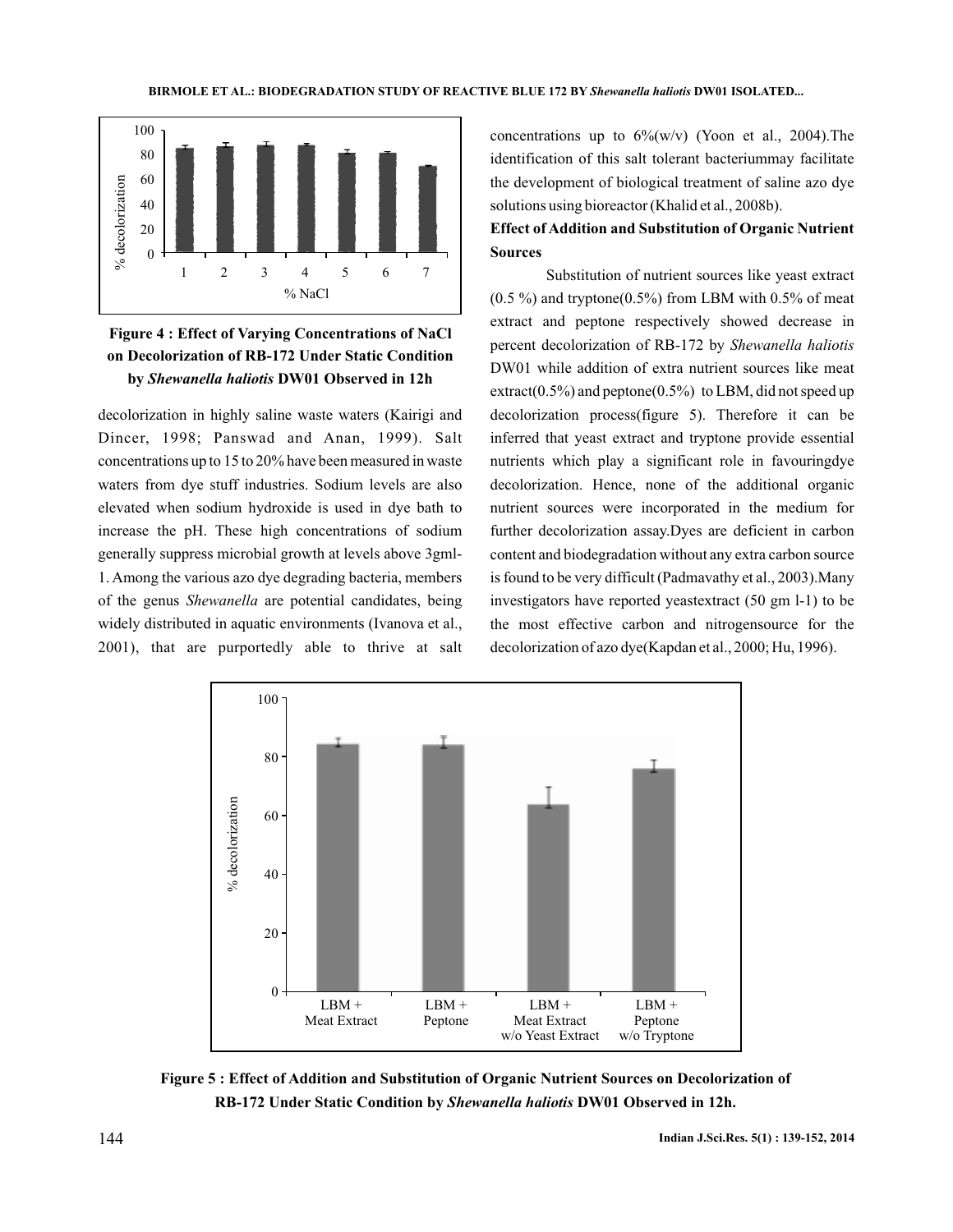**Figure 4 : Effect of Varying Concentrations of NaCl on Decolorization of RB-172 Under Static Condition by *Shewanella haliotis* DW01 Observed in 12h**

decolorization in highly saline waste waters (Kairigi and Dincer, 1998; Panswad and Anan, 1999). Salt concentrations up to 15 to 20% have been measured in waste waters from dye stuff industries. Sodium levels are also elevated when sodium hydroxide is used in dye bath to increase the pH. These high concentrations of sodium generally suppress microbial growth at levels above 3gml-1. Among the various azo dye degrading bacteria, members of the genus *Shewanella* are potential candidates, being widely distributed in aquatic environments (Ivanova et al., 2001), that are purportedly able to thrive at salt concentrations up to 6%(w/v) (Yoon et al., 2004).The identification of this salt tolerant bacteriummay facilitate the development of biological treatment of saline azo dye solutions using bioreactor (Khalid et al., 2008b).

**Effect of Addition and Substitution of Organic Nutrient Sources**

Substitution of nutrient sources like yeast extract (0.5 %) and tryptone(0.5%) from LBM with 0.5% of meat extract and peptone respectively showed decrease in percent decolorization of RB-172 by *Shewanella haliotis* DW01 while addition of extra nutrient sources like meat extract(0.5%) and peptone(0.5%) to LBM, did not speed up decolorization process(figure 5). Therefore it can be inferred that yeast extract and tryptone provide essential nutrients which play a significant role in favouringdye decolorization. Hence, none of the additional organic nutrient sources were incorporated in the medium for further decolorization assay.Dyes are deficient in carbon content and biodegradation without any extra carbon source is found to be very difficult (Padmavathy et al., 2003).Many investigators have reported yeastextract (50 gm l-1) to be the most effective carbon and nitrogensource for the decolorization of azo dye(Kapdan et al., 2000; Hu, 1996).

**Figure 5 : Effect of Addition and Substitution of Organic Nutrient Sources on Decolorization of RB-172 Under Static Condition by *Shewanella haliotis* DW01 Observed in 12h.**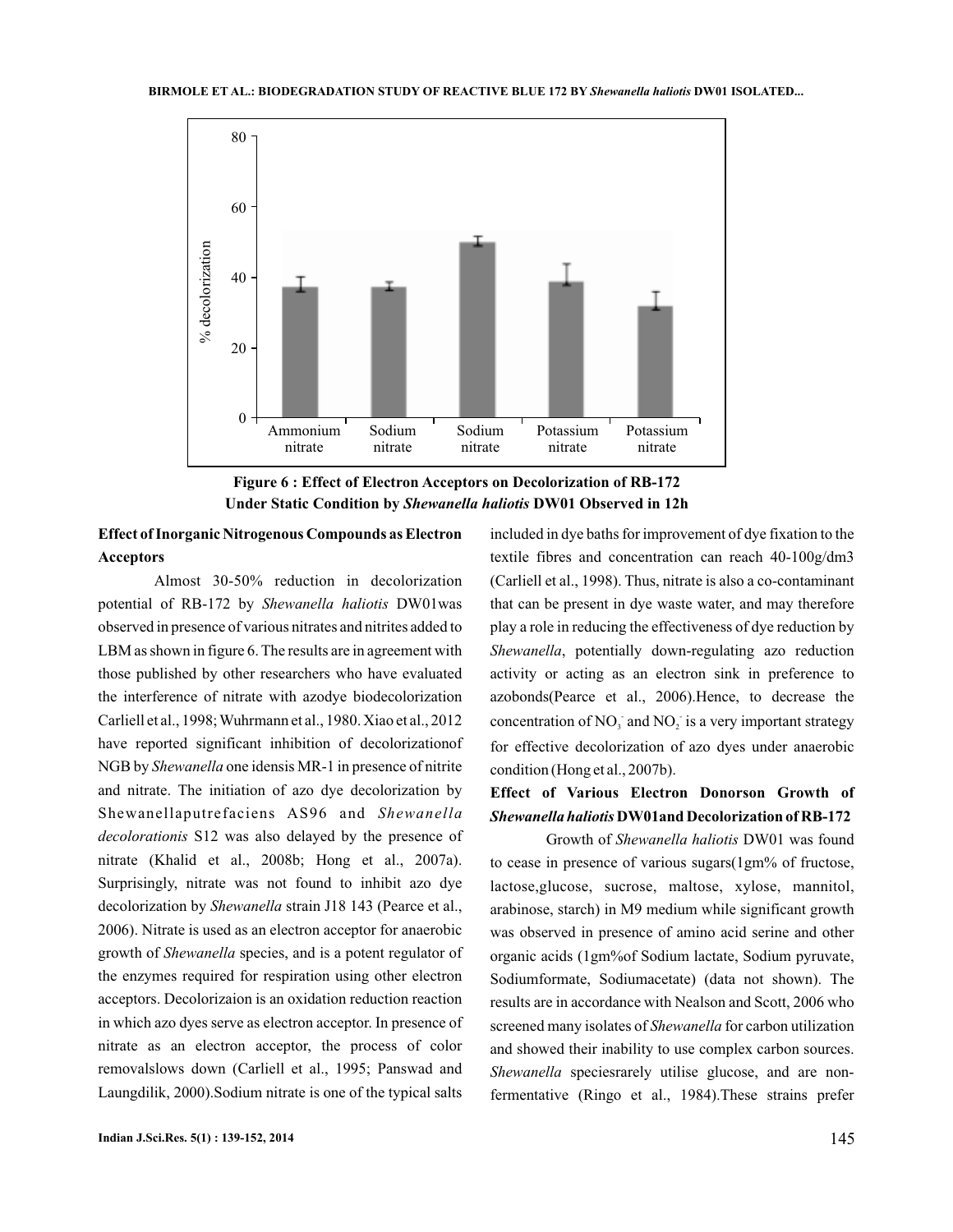Figure 6 : Effect of Electron Acceptors on Decolorization of RB-172 Under Static Condition by *Shewanella haliotis* DW01 Observed in 12h

**Effect of Inorganic Nitrogenous Compounds as Electron Acceptors**

Almost 30-50% reduction in decolorization potential of RB-172 by *Shewanella haliotis* DW01was observed in presence of various nitrates and nitrites added to LBM as shown in figure 6. The results are in agreement with those published by other researchers who have evaluated the interference of nitrate with azodye biodecolorization Carliell et al., 1998; Wuhrmann et al., 1980. Xiao et al., 2012 have reported significant inhibition of decolorizationof NGB by *Shewanella* one idensis MR-1 in presence of nitrite and nitrate. The initiation of azo dye decolorization by Shewanellaputrefaciens AS96 and *Shewanella decolorationis* S12 was also delayed by the presence of nitrate (Khalid et al., 2008b; Hong et al., 2007a). Surprisingly, nitrate was not found to inhibit azo dye decolorization by *Shewanella* strain J18 143 (Pearce et al., 2006). Nitrate is used as an electron acceptor for anaerobic growth of *Shewanella* species, and is a potent regulator of the enzymes required for respiration using other electron acceptors. Decolorizaion is an oxidation reduction reaction in which azo dyes serve as electron acceptor. In presence of nitrate as an electron acceptor, the process of color removalslows down (Carliell et al., 1995; Panswad and Laungdilik, 2000).Sodium nitrate is one of the typical salts included in dye baths for improvement of dye fixation to the textile fibres and concentration can reach 40-100g/dm3 (Carliell et al., 1998). Thus, nitrate is also a co-contaminant that can be present in dye waste water, and may therefore play a role in reducing the effectiveness of dye reduction by *Shewanella*, potentially down-regulating azo reduction activity or acting as an electron sink in preference to azobonds(Pearce et al., 2006).Hence, to decrease the concentration of $NO_3^-$ and $NO_2^-$ is a very important strategy for effective decolorization of azo dyes under anaerobic condition (Hong et al., 2007b).

**Effect of Various Electron Donorson Growth of *Shewanella haliotis* DW01and Decolorization of RB-172**

Growth of *Shewanella haliotis* DW01 was found to cease in presence of various sugars(1gm% of fructose, lactose,glucose, sucrose, maltose, xylose, mannitol, arabinose, starch) in M9 medium while significant growth was observed in presence of amino acid serine and other organic acids (1gm%of Sodium lactate, Sodium pyruvate, Sodiumformate, Sodiumacetate) (data not shown). The results are in accordance with Nealson and Scott, 2006 who screened many isolates of *Shewanella* for carbon utilization and showed their inability to use complex carbon sources. *Shewanella* speciesrarely utilise glucose, and are non-fermentative (Ringo et al., 1984).These strains prefer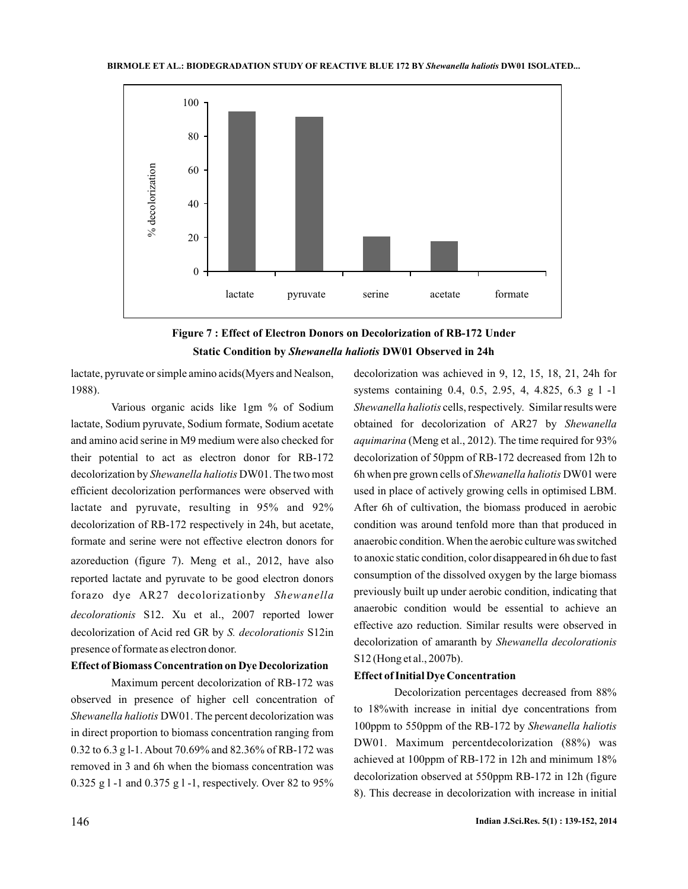Figure 7 : Effect of Electron Donors on Decolorization of RB-172 Under Static Condition by *Shewanella haliotis* DW01 Observed in 24h

lactate, pyruvate or simple amino acids(Myers and Nealson, 1988).

Various organic acids like 1gm % of Sodium lactate, Sodium pyruvate, Sodium formate, Sodium acetate and amino acid serine in M9 medium were also checked for their potential to act as electron donor for RB-172 decolorization by *Shewanella haliotis* DW01. The two most efficient decolorization performances were observed with lactate and pyruvate, resulting in 95% and 92% decolorization of RB-172 respectively in 24h, but acetate, formate and serine were not effective electron donors for azoreduction (figure 7). Meng et al., 2012, have also reported lactate and pyruvate to be good electron donors forazo dye AR27 decolorizationby *Shewanella decolorationis* S12. Xu et al., 2007 reported lower decolorization of Acid red GR by *S. decolorationis* S12in presence of formate as electron donor.

**Effect of Biomass Concentration on Dye Decolorization**

Maximum percent decolorization of RB-172 was observed in presence of higher cell concentration of *Shewanella haliotis* DW01. The percent decolorization was in direct proportion to biomass concentration ranging from 0.32 to 6.3 g $l^{-1}$. About 70.69% and 82.36% of RB-172 was removed in 3 and 6h when the biomass concentration was 0.325 g $l^{-1}$ and 0.375 g $l^{-1}$, respectively. Over 82 to 95% decolorization was achieved in 9, 12, 15, 18, 21, 24h for systems containing 0.4, 0.5, 2.95, 4, 4.825, 6.3 g $l^{-1}$ *Shewanella haliotis* cells, respectively. Similar results were obtained for decolorization of AR27 by *Shewanella aquimarina* (Meng et al., 2012). The time required for 93% decolorization of 50ppm of RB-172 decreased from 12h to 6h when pre grown cells of *Shewanella haliotis* DW01 were used in place of actively growing cells in optimised LBM. After 6h of cultivation, the biomass produced in aerobic condition was around tenfold more than that produced in anaerobic condition. When the aerobic culture was switched to anoxic static condition, color disappeared in 6h due to fast consumption of the dissolved oxygen by the large biomass previously built up under aerobic condition, indicating that anaerobic condition would be essential to achieve an effective azo reduction. Similar results were observed in decolorization of amaranth by *Shewanella decolorationis* S12 (Hong et al., 2007b).

**Effect of Initial Dye Concentration**

Decolorization percentages decreased from 88% to 18%with increase in initial dye concentrations from 100ppm to 550ppm of the RB-172 by *Shewanella haliotis* DW01. Maximum percentdecolorization (88%) was achieved at 100ppm of RB-172 in 12h and minimum 18% decolorization observed at 550ppm RB-172 in 12h (figure 8). This decrease in decolorization with increase in initial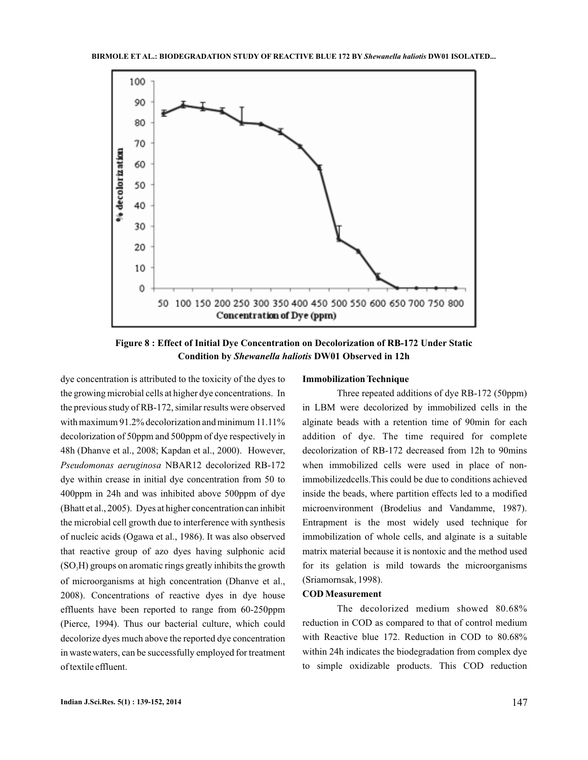**Figure 8 : Effect of Initial Dye Concentration on Decolorization of RB-172 Under Static Condition by *Shewanella haliotis* DW01 Observed in 12h**

dye concentration is attributed to the toxicity of the dyes to the growing microbial cells at higher dye concentrations. In the previous study of RB-172, similar results were observed with maximum 91.2% decolorization and minimum 11.11% decolorization of 50ppm and 500ppm of dye respectively in 48h (Dhanve et al., 2008; Kapdan et al., 2000). However, *Pseudomonas aeruginosa* NBAR12 decolorized RB-172 dye within crease in initial dye concentration from 50 to 400ppm in 24h and was inhibited above 500ppm of dye (Bhatt et al., 2005). Dyes at higher concentration can inhibit the microbial cell growth due to interference with synthesis of nucleic acids (Ogawa et al., 1986). It was also observed that reactive group of azo dyes having sulphonic acid ($SO_3H$) groups on aromatic rings greatly inhibits the growth of microorganisms at high concentration (Dhanve et al., 2008). Concentrations of reactive dyes in dye house effluents have been reported to range from 60-250ppm (Pierce, 1994). Thus our bacterial culture, which could decolorize dyes much above the reported dye concentration in waste waters, can be successfully employed for treatment of textile effluent.

**Immobilization Technique**

Three repeated additions of dye RB-172 (50ppm) in LBM were decolorized by immobilized cells in the alginate beads with a retention time of 90min for each addition of dye. The time required for complete decolorization of RB-172 decreased from 12h to 90mins when immobilized cells were used in place of non-immobilizedcells.This could be due to conditions achieved inside the beads, where partition effects led to a modified microenvironment (Brodelius and Vandamme, 1987). Entrapment is the most widely used technique for immobilization of whole cells, and alginate is a suitable matrix material because it is nontoxic and the method used for its gelation is mild towards the microorganisms (Sriamornsak, 1998).

**COD Measurement**

The decolorized medium showed 80.68% reduction in COD as compared to that of control medium with Reactive blue 172. Reduction in COD to 80.68% within 24h indicates the biodegradation from complex dye to simple oxidizable products. This COD reduction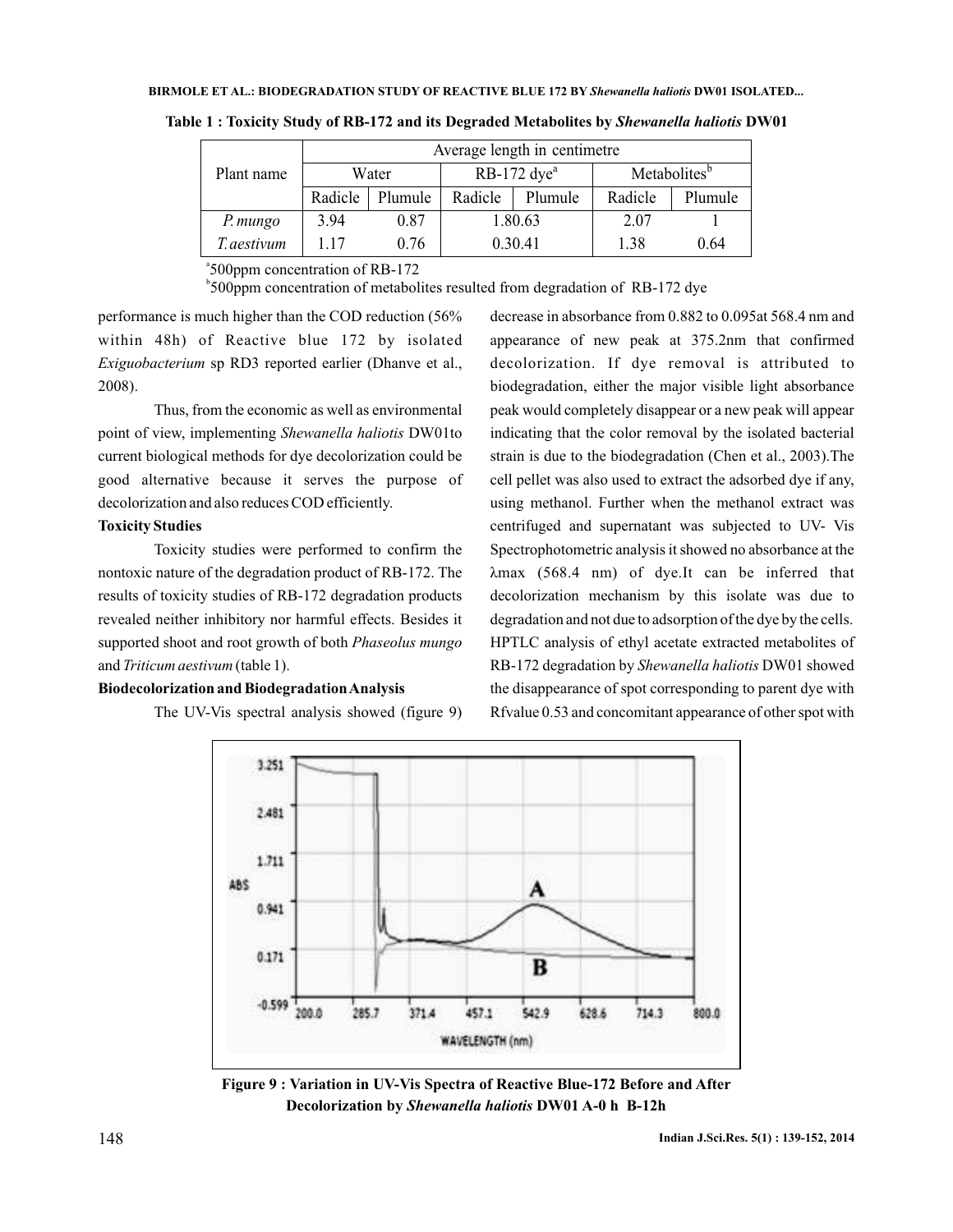**Table 1 : Toxicity Study of RB-172 and its Degraded Metabolites by *Shewanella haliotis* DW01**

| Plant name | Average length in centimetre | | | | | |
|---|---|---|---|---|---|---|
| | Water | | RB-172 dye[a] | | Metabolites[b] | |
| | Radicle | Plumule | Radicle | Plumule | Radicle | Plumule |
| *P. mungo* | 3.94 | 0.87 | 1.80.63 | | 2.07 | 1 |
| *T. aestivum* | 1.17 | 0.76 | 0.30.41 | | 1.38 | 0.64 |

[a]500ppm concentration of RB-172

[b]500ppm concentration of metabolites resulted from degradation of RB-172 dye

performance is much higher than the COD reduction (56% within 48h) of Reactive blue 172 by isolated *Exiguobacterium* sp RD3 reported earlier (Dhanve et al., 2008).

Thus, from the economic as well as environmental point of view, implementing *Shewanella haliotis* DW01to current biological methods for dye decolorization could be good alternative because it serves the purpose of decolorization and also reduces COD efficiently.

**Toxicity Studies**

Toxicity studies were performed to confirm the nontoxic nature of the degradation product of RB-172. The results of toxicity studies of RB-172 degradation products revealed neither inhibitory nor harmful effects. Besides it supported shoot and root growth of both *Phaseolus mungo* and *Triticum aestivum* (table 1).

**Biodecolorization and Biodegradation Analysis**

The UV-Vis spectral analysis showed (figure 9) decrease in absorbance from 0.882 to 0.095at 568.4 nm and appearance of new peak at 375.2nm that confirmed decolorization. If dye removal is attributed to biodegradation, either the major visible light absorbance peak would completely disappear or a new peak will appear indicating that the color removal by the isolated bacterial strain is due to the biodegradation (Chen et al., 2003).The cell pellet was also used to extract the adsorbed dye if any, using methanol. Further when the methanol extract was centrifuged and supernatant was subjected to UV- Vis Spectrophotometric analysis it showed no absorbance at the λmax (568.4 nm) of dye.It can be inferred that decolorization mechanism by this isolate was due to degradation and not due to adsorption of the dye by the cells. HPTLC analysis of ethyl acetate extracted metabolites of RB-172 degradation by *Shewanella haliotis* DW01 showed the disappearance of spot corresponding to parent dye with Rfvalue 0.53 and concomitant appearance of other spot with

**Figure 9 : Variation in UV-Vis Spectra of Reactive Blue-172 Before and After Decolorization by *Shewanella haliotis* DW01 A-0 h B-12h**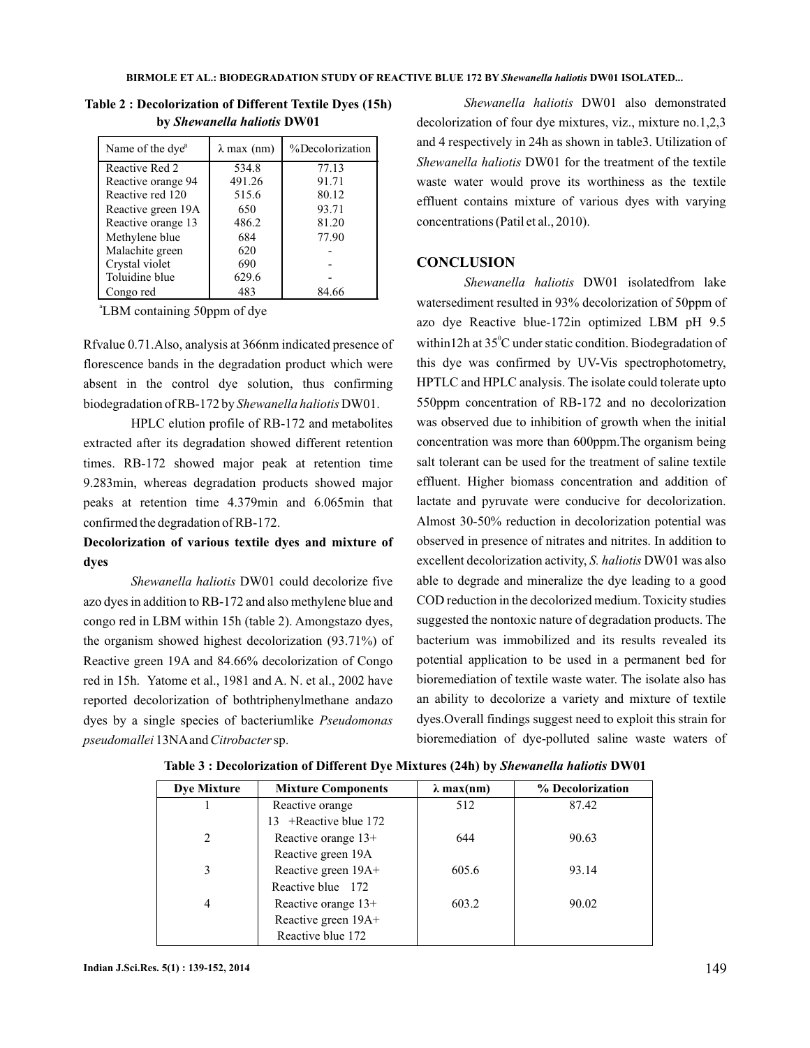**Table 2 : Decolorization of Different Textile Dyes (15h) by *Shewanella haliotis* DW01**

| Name of the dye[a] | λ max (nm) | %Decolorization |
|---|---|---|
| Reactive Red 2 | 534.8 | 77.13 |
| Reactive orange 94 | 491.26 | 91.71 |
| Reactive red 120 | 515.6 | 80.12 |
| Reactive green 19A | 650 | 93.71 |
| Reactive orange 13 | 486.2 | 81.20 |
| Methylene blue | 684 | 77.90 |
| Malachite green | 620 | - |
| Crystal violet | 690 | - |
| Toluidine blue | 629.6 | - |
| Congo red | 483 | 84.66 |

[a]LBM containing 50ppm of dye

Rfvalue 0.71.Also, analysis at 366nm indicated presence of florescence bands in the degradation product which were absent in the control dye solution, thus confirming biodegradation of RB-172 by *Shewanella haliotis* DW01.

HPLC elution profile of RB-172 and metabolites extracted after its degradation showed different retention times. RB-172 showed major peak at retention time 9.283min, whereas degradation products showed major peaks at retention time 4.379min and 6.065min that confirmed the degradation of RB-172.

**Decolorization of various textile dyes and mixture of dyes**

*Shewanella haliotis* DW01 could decolorize five azo dyes in addition to RB-172 and also methylene blue and congo red in LBM within 15h (table 2). Amongstazo dyes, the organism showed highest decolorization (93.71%) of Reactive green 19A and 84.66% decolorization of Congo red in 15h. Yatome et al., 1981 and A. N. et al., 2002 have reported decolorization of bothtriphenylmethane andazo dyes by a single species of bacteriumlike *Pseudomonas pseudomallei* 13NA and *Citrobacter* sp.

*Shewanella haliotis* DW01 also demonstrated decolorization of four dye mixtures, viz., mixture no.1,2,3 and 4 respectively in 24h as shown in table3. Utilization of *Shewanella haliotis* DW01 for the treatment of the textile waste water would prove its worthiness as the textile effluent contains mixture of various dyes with varying concentrations (Patil et al., 2010).

## CONCLUSION

*Shewanella haliotis* DW01 isolatedfrom lake watersediment resulted in 93% decolorization of 50ppm of azo dye Reactive blue-172in optimized LBM pH 9.5 within12h at 35°C under static condition. Biodegradation of this dye was confirmed by UV-Vis spectrophotometry, HPTLC and HPLC analysis. The isolate could tolerate upto 550ppm concentration of RB-172 and no decolorization was observed due to inhibition of growth when the initial concentration was more than 600ppm.The organism being salt tolerant can be used for the treatment of saline textile effluent. Higher biomass concentration and addition of lactate and pyruvate were conducive for decolorization. Almost 30-50% reduction in decolorization potential was observed in presence of nitrates and nitrites. In addition to excellent decolorization activity, *S. haliotis* DW01 was also able to degrade and mineralize the dye leading to a good COD reduction in the decolorized medium. Toxicity studies suggested the nontoxic nature of degradation products. The bacterium was immobilized and its results revealed its potential application to be used in a permanent bed for bioremediation of textile waste water. The isolate also has an ability to decolorize a variety and mixture of textile dyes.Overall findings suggest need to exploit this strain for bioremediation of dye-polluted saline waste waters of

**Table 3 : Decolorization of Different Dye Mixtures (24h) by *Shewanella haliotis* DW01**

| Dye Mixture | Mixture Components | λ max(nm) | % Decolorization |
|---|---|---|---|
| 1 | Reactive orange 13 +Reactive blue 172 | 512 | 87.42 |
| 2 | Reactive orange 13+ Reactive green 19A | 644 | 90.63 |
| 3 | Reactive green 19A+ Reactive blue 172 | 605.6 | 93.14 |
| 4 | Reactive orange 13+ Reactive green 19A+ Reactive blue 172 | 603.2 | 90.02 |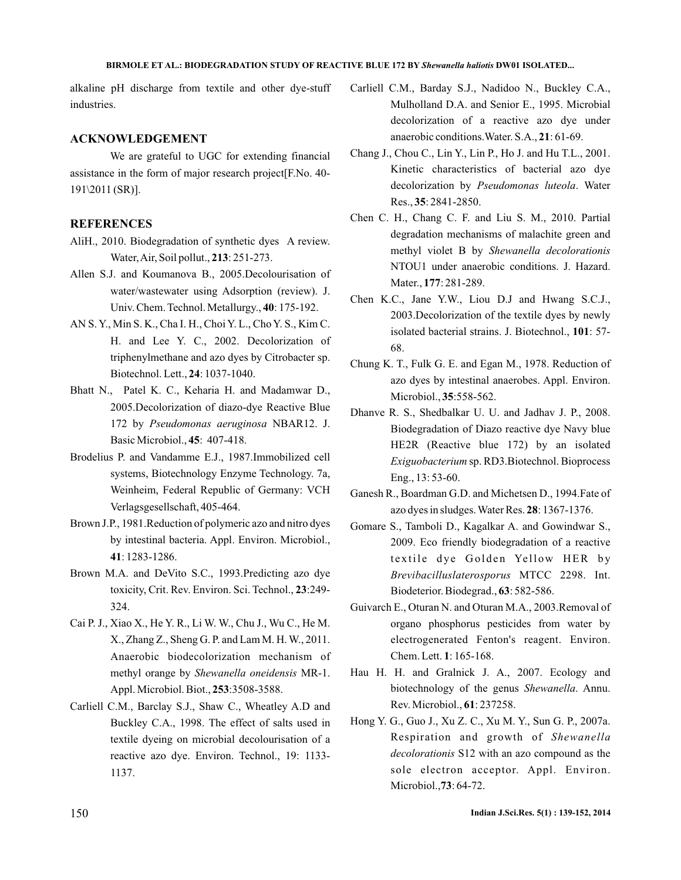alkaline pH discharge from textile and other dye-stuff industries.

## ACKNOWLEDGEMENT

We are grateful to UGC for extending financial assistance in the form of major research project[F.No. 40-191\2011 (SR)].

## REFERENCES

AliH., 2010. Biodegradation of synthetic dyes A review. Water, Air, Soil pollut., **213**: 251-273.

Allen S.J. and Koumanova B., 2005.Decolourisation of water/wastewater using Adsorption (review). J. Univ. Chem. Technol. Metallurgy., **40**: 175-192.

AN S. Y., Min S. K., Cha I. H., Choi Y. L., Cho Y. S., Kim C. H. and Lee Y. C., 2002. Decolorization of triphenylmethane and azo dyes by Citrobacter sp. Biotechnol. Lett., **24**: 1037-1040.

Bhatt N., Patel K. C., Keharia H. and Madamwar D., 2005.Decolorization of diazo-dye Reactive Blue 172 by *Pseudomonas aeruginosa* NBAR12. J. Basic Microbiol., **45**: 407-418.

Brodelius P. and Vandamme E.J., 1987.Immobilized cell systems, Biotechnology Enzyme Technology. 7a, Weinheim, Federal Republic of Germany: VCH Verlagsgesellschaft, 405-464.

Brown J.P., 1981.Reduction of polymeric azo and nitro dyes by intestinal bacteria. Appl. Environ. Microbiol., **41**: 1283-1286.

Brown M.A. and DeVito S.C., 1993.Predicting azo dye toxicity, Crit. Rev. Environ. Sci. Technol., **23**:249-324.

Cai P. J., Xiao X., He Y. R., Li W. W., Chu J., Wu C., He M. X., Zhang Z., Sheng G. P. and Lam M. H. W., 2011. Anaerobic biodecolorization mechanism of methyl orange by *Shewanella oneidensis* MR-1. Appl. Microbiol. Biot., **253**:3508-3588.

Carliell C.M., Barclay S.J., Shaw C., Wheatley A.D and Buckley C.A., 1998. The effect of salts used in textile dyeing on microbial decolourisation of a reactive azo dye. Environ. Technol., 19: 1133-1137.

Carliell C.M., Barday S.J., Nadidoo N., Buckley C.A., Mulholland D.A. and Senior E., 1995. Microbial decolorization of a reactive azo dye under anaerobic conditions.Water. S.A., **21**: 61-69.

Chang J., Chou C., Lin Y., Lin P., Ho J. and Hu T.L., 2001. Kinetic characteristics of bacterial azo dye decolorization by *Pseudomonas luteola*. Water Res., **35**: 2841-2850.

Chen C. H., Chang C. F. and Liu S. M., 2010. Partial degradation mechanisms of malachite green and methyl violet B by *Shewanella decolorationis* NTOU1 under anaerobic conditions. J. Hazard. Mater., **177**: 281-289.

Chen K.C., Jane Y.W., Liou D.J and Hwang S.C.J., 2003.Decolorization of the textile dyes by newly isolated bacterial strains. J. Biotechnol., **101**: 57-68.

Chung K. T., Fulk G. E. and Egan M., 1978. Reduction of azo dyes by intestinal anaerobes. Appl. Environ. Microbiol., **35**:558-562.

Dhanve R. S., Shedbalkar U. U. and Jadhav J. P., 2008. Biodegradation of Diazo reactive dye Navy blue HE2R (Reactive blue 172) by an isolated *Exiguobacterium* sp. RD3.Biotechnol. Bioprocess Eng., 13: 53-60.

Ganesh R., Boardman G.D. and Michetsen D., 1994.Fate of azo dyes in sludges. Water Res. **28**: 1367-1376.

Gomare S., Tamboli D., Kagalkar A. and Gowindwar S., 2009. Eco friendly biodegradation of a reactive textile dye Golden Yellow HER by *Brevibacilluslaterosporus* MTCC 2298. Int. Biodeterior. Biodegrad., **63**: 582-586.

Guivarch E., Oturan N. and Oturan M.A., 2003.Removal of organo phosphorus pesticides from water by electrogenerated Fenton's reagent. Environ. Chem. Lett. **1**: 165-168.

Hau H. H. and Gralnick J. A., 2007. Ecology and biotechnology of the genus *Shewanella*. Annu. Rev. Microbiol., **61**: 237258.

Hong Y. G., Guo J., Xu Z. C., Xu M. Y., Sun G. P., 2007a. Respiration and growth of *Shewanella decolorationis* S12 with an azo compound as the sole electron acceptor. Appl. Environ. Microbiol.,**73**: 64-72.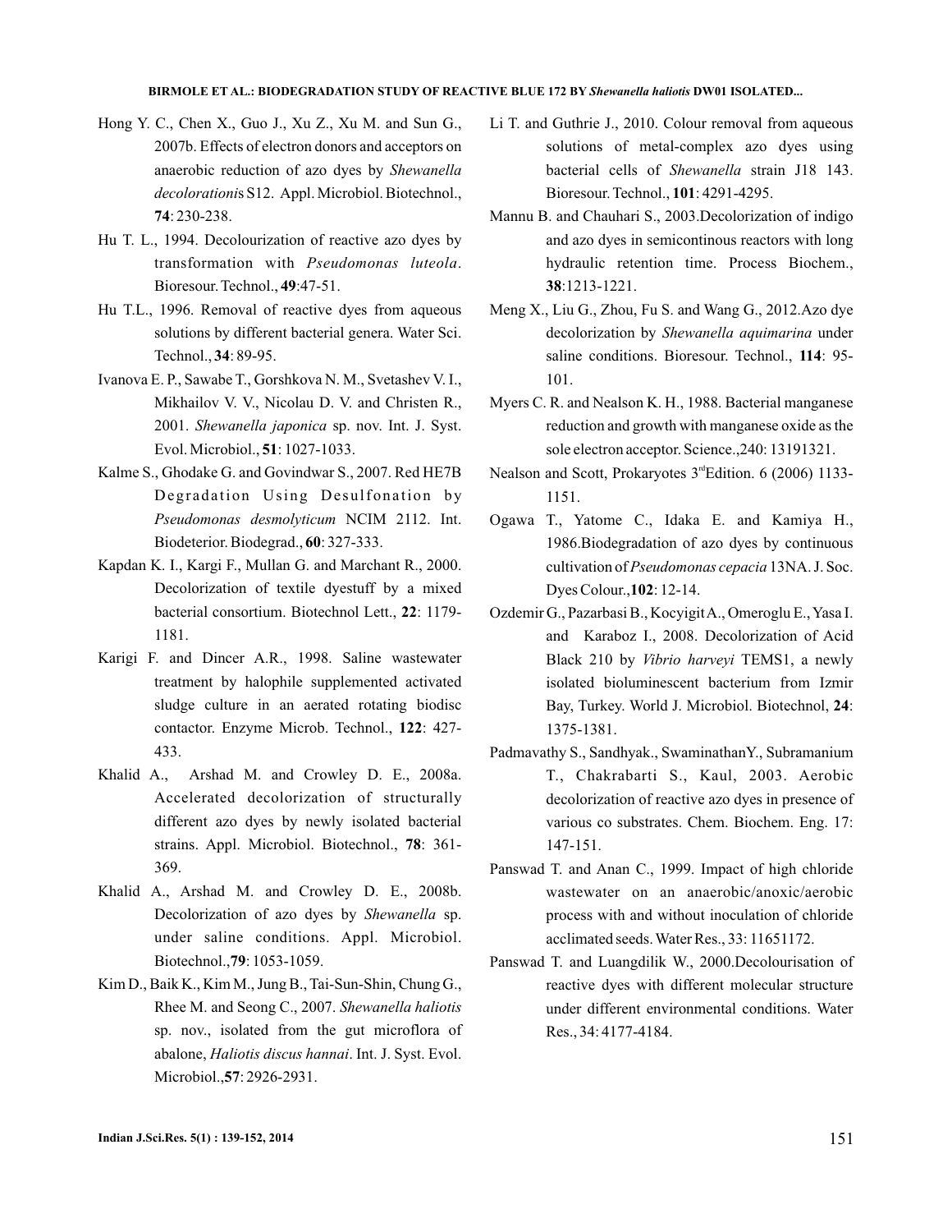Hong Y. C., Chen X., Guo J., Xu Z., Xu M. and Sun G., 2007b. Effects of electron donors and acceptors on anaerobic reduction of azo dyes by *Shewanella decolorationis* S12. Appl. Microbiol. Biotechnol., **74**: 230-238.

Hu T. L., 1994. Decolourization of reactive azo dyes by transformation with *Pseudomonas luteola*. Bioresour. Technol., **49**:47-51.

Hu T.L., 1996. Removal of reactive dyes from aqueous solutions by different bacterial genera. Water Sci. Technol., **34**: 89-95.

Ivanova E. P., Sawabe T., Gorshkova N. M., Svetashev V. I., Mikhailov V. V., Nicolau D. V. and Christen R., 2001. *Shewanella japonica* sp. nov. Int. J. Syst. Evol. Microbiol., **51**: 1027-1033.

Kalme S., Ghodake G. and Govindwar S., 2007. Red HE7B Degradation Using Desulfonation by *Pseudomonas desmolyticum* NCIM 2112. Int. Biodeterior. Biodegrad., **60**: 327-333.

Kapdan K. I., Kargi F., Mullan G. and Marchant R., 2000. Decolorization of textile dyestuff by a mixed bacterial consortium. Biotechnol Lett., **22**: 1179-1181.

Karigi F. and Dincer A.R., 1998. Saline wastewater treatment by halophile supplemented activated sludge culture in an aerated rotating biodisc contactor. Enzyme Microb. Technol., **122**: 427-433.

Khalid A., Arshad M. and Crowley D. E., 2008a. Accelerated decolorization of structurally different azo dyes by newly isolated bacterial strains. Appl. Microbiol. Biotechnol., **78**: 361-369.

Khalid A., Arshad M. and Crowley D. E., 2008b. Decolorization of azo dyes by *Shewanella* sp. under saline conditions. Appl. Microbiol. Biotechnol.,**79**: 1053-1059.

Kim D., Baik K., Kim M., Jung B., Tai-Sun-Shin, Chung G., Rhee M. and Seong C., 2007. *Shewanella haliotis* sp. nov., isolated from the gut microflora of abalone, *Haliotis discus hannai*. Int. J. Syst. Evol. Microbiol.,**57**: 2926-2931.

Li T. and Guthrie J., 2010. Colour removal from aqueous solutions of metal-complex azo dyes using bacterial cells of *Shewanella* strain J18 143. Bioresour. Technol., **101**: 4291-4295.

Mannu B. and Chauhari S., 2003.Decolorization of indigo and azo dyes in semicontinous reactors with long hydraulic retention time. Process Biochem., **38**:1213-1221.

Meng X., Liu G., Zhou, Fu S. and Wang G., 2012.Azo dye decolorization by *Shewanella aquimarina* under saline conditions. Bioresour. Technol., **114**: 95-101.

Myers C. R. and Nealson K. H., 1988. Bacterial manganese reduction and growth with manganese oxide as the sole electron acceptor. Science.,240: 13191321.

Nealson and Scott, Prokaryotes 3rd Edition. 6 (2006) 1133-1151.

Ogawa T., Yatome C., Idaka E. and Kamiya H., 1986.Biodegradation of azo dyes by continuous cultivation of *Pseudomonas cepacia* 13NA. J. Soc. Dyes Colour.,**102**: 12-14.

Ozdemir G., Pazarbasi B., Kocyigit A., Omeroglu E., Yasa I. and Karaboz I., 2008. Decolorization of Acid Black 210 by *Vibrio harveyi* TEMS1, a newly isolated bioluminescent bacterium from Izmir Bay, Turkey. World J. Microbiol. Biotechnol, **24**: 1375-1381.

Padmavathy S., Sandhyak., SwaminathanY., Subramanium T., Chakrabarti S., Kaul, 2003. Aerobic decolorization of reactive azo dyes in presence of various co substrates. Chem. Biochem. Eng. 17: 147-151.

Panswad T. and Anan C., 1999. Impact of high chloride wastewater on an anaerobic/anoxic/aerobic process with and without inoculation of chloride acclimated seeds. Water Res., 33: 11651172.

Panswad T. and Luangdilik W., 2000.Decolourisation of reactive dyes with different molecular structure under different environmental conditions. Water Res., 34: 4177-4184.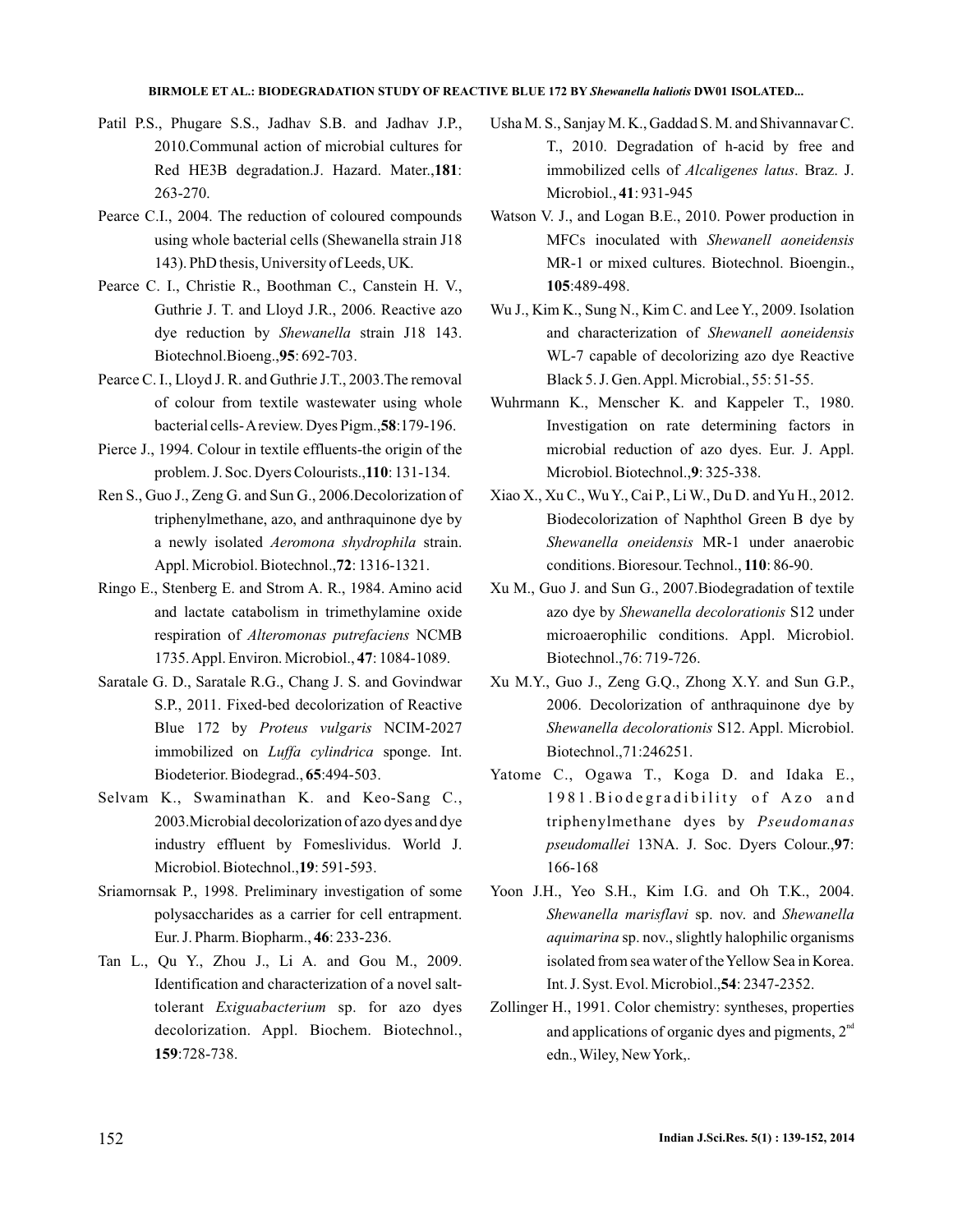Patil P.S., Phugare S.S., Jadhav S.B. and Jadhav J.P., 2010.Communal action of microbial cultures for Red HE3B degradation.J. Hazard. Mater.,**181**: 263-270.

Pearce C.I., 2004. The reduction of coloured compounds using whole bacterial cells (Shewanella strain J18 143). PhD thesis, University of Leeds, UK.

Pearce C. I., Christie R., Boothman C., Canstein H. V., Guthrie J. T. and Lloyd J.R., 2006. Reactive azo dye reduction by *Shewanella* strain J18 143. Biotechnol.Bioeng.,**95**: 692-703.

Pearce C. I., Lloyd J. R. and Guthrie J.T., 2003.The removal of colour from textile wastewater using whole bacterial cells- A review. Dyes Pigm.,**58**:179-196.

Pierce J., 1994. Colour in textile effluents-the origin of the problem. J. Soc. Dyers Colourists.,**110**: 131-134.

Ren S., Guo J., Zeng G. and Sun G., 2006.Decolorization of triphenylmethane, azo, and anthraquinone dye by a newly isolated *Aeromona shydrophila* strain. Appl. Microbiol. Biotechnol.,**72**: 1316-1321.

Ringo E., Stenberg E. and Strom A. R., 1984. Amino acid and lactate catabolism in trimethylamine oxide respiration of *Alteromonas putrefaciens* NCMB 1735. Appl. Environ. Microbiol., **47**: 1084-1089.

Saratale G. D., Saratale R.G., Chang J. S. and Govindwar S.P., 2011. Fixed-bed decolorization of Reactive Blue 172 by *Proteus vulgaris* NCIM-2027 immobilized on *Luffa cylindrica* sponge. Int. Biodeterior. Biodegrad., **65**:494-503.

Selvam K., Swaminathan K. and Keo-Sang C., 2003.Microbial decolorization of azo dyes and dye industry effluent by Fomeslividus. World J. Microbiol. Biotechnol.,**19**: 591-593.

Sriamornsak P., 1998. Preliminary investigation of some polysaccharides as a carrier for cell entrapment. Eur. J. Pharm. Biopharm., **46**: 233-236.

Tan L., Qu Y., Zhou J., Li A. and Gou M., 2009. Identification and characterization of a novel salt-tolerant *Exiguabacterium* sp. for azo dyes decolorization. Appl. Biochem. Biotechnol., **159**:728-738.

Usha M. S., Sanjay M. K., Gaddad S. M. and Shivannavar C. T., 2010. Degradation of h-acid by free and immobilized cells of *Alcaligenes latus*. Braz. J. Microbiol., **41**: 931-945

Watson V. J., and Logan B.E., 2010. Power production in MFCs inoculated with *Shewanell aoneidensis* MR-1 or mixed cultures. Biotechnol. Bioengin., **105**:489-498.

Wu J., Kim K., Sung N., Kim C. and Lee Y., 2009. Isolation and characterization of *Shewanell aoneidensis* WL-7 capable of decolorizing azo dye Reactive Black 5. J. Gen. Appl. Microbial., 55: 51-55.

Wuhrmann K., Menscher K. and Kappeler T., 1980. Investigation on rate determining factors in microbial reduction of azo dyes. Eur. J. Appl. Microbiol. Biotechnol.,**9**: 325-338.

Xiao X., Xu C., Wu Y., Cai P., Li W., Du D. and Yu H., 2012. Biodecolorization of Naphthol Green B dye by *Shewanella oneidensis* MR-1 under anaerobic conditions. Bioresour. Technol., **110**: 86-90.

Xu M., Guo J. and Sun G., 2007.Biodegradation of textile azo dye by *Shewanella decolorationis* S12 under microaerophilic conditions. Appl. Microbiol. Biotechnol.,76: 719-726.

Xu M.Y., Guo J., Zeng G.Q., Zhong X.Y. and Sun G.P., 2006. Decolorization of anthraquinone dye by *Shewanella decolorationis* S12. Appl. Microbiol. Biotechnol.,71:246251.

Yatome C., Ogawa T., Koga D. and Idaka E., 1981.Biodegradibility of Azo and triphenylmethane dyes by *Pseudomanas pseudomallei* 13NA. J. Soc. Dyers Colour.,**97**: 166-168

Yoon J.H., Yeo S.H., Kim I.G. and Oh T.K., 2004. *Shewanella marisflavi* sp. nov. and *Shewanella aquimarina* sp. nov., slightly halophilic organisms isolated from sea water of the Yellow Sea in Korea. Int. J. Syst. Evol. Microbiol.,**54**: 2347-2352.

Zollinger H., 1991. Color chemistry: syntheses, properties and applications of organic dyes and pigments, 2nd edn., Wiley, New York,.